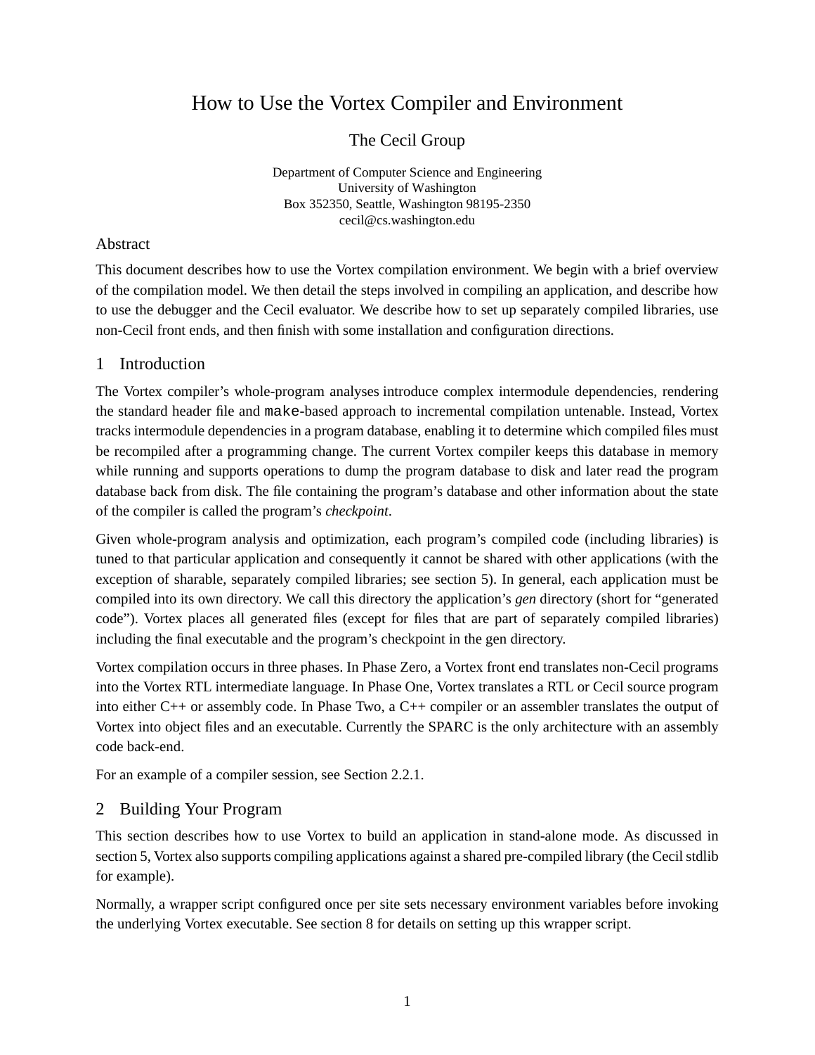# How to Use the Vortex Compiler and Environment

The Cecil Group

Department of Computer Science and Engineering
University of Washington
Box 352350, Seattle, Washington 98195-2350
cecil@cs.washington.edu

## Abstract

This document describes how to use the Vortex compilation environment. We begin with a brief overview of the compilation model. We then detail the steps involved in compiling an application, and describe how to use the debugger and the Cecil evaluator. We describe how to set up separately compiled libraries, use non-Cecil front ends, and then finish with some installation and configuration directions.

## 1 Introduction

The Vortex compiler's whole-program analyses introduce complex intermodule dependencies, rendering the standard header file and `make`-based approach to incremental compilation untenable. Instead, Vortex tracks intermodule dependencies in a program database, enabling it to determine which compiled files must be recompiled after a programming change. The current Vortex compiler keeps this database in memory while running and supports operations to dump the program database to disk and later read the program database back from disk. The file containing the program's database and other information about the state of the compiler is called the program's *checkpoint*.

Given whole-program analysis and optimization, each program's compiled code (including libraries) is tuned to that particular application and consequently it cannot be shared with other applications (with the exception of sharable, separately compiled libraries; see section 5). In general, each application must be compiled into its own directory. We call this directory the application's *gen* directory (short for "generated code"). Vortex places all generated files (except for files that are part of separately compiled libraries) including the final executable and the program's checkpoint in the gen directory.

Vortex compilation occurs in three phases. In Phase Zero, a Vortex front end translates non-Cecil programs into the Vortex RTL intermediate language. In Phase One, Vortex translates a RTL or Cecil source program into either C++ or assembly code. In Phase Two, a C++ compiler or an assembler translates the output of Vortex into object files and an executable. Currently the SPARC is the only architecture with an assembly code back-end.

For an example of a compiler session, see Section 2.2.1.

## 2 Building Your Program

This section describes how to use Vortex to build an application in stand-alone mode. As discussed in section 5, Vortex also supports compiling applications against a shared pre-compiled library (the Cecil stdlib for example).

Normally, a wrapper script configured once per site sets necessary environment variables before invoking the underlying Vortex executable. See section 8 for details on setting up this wrapper script.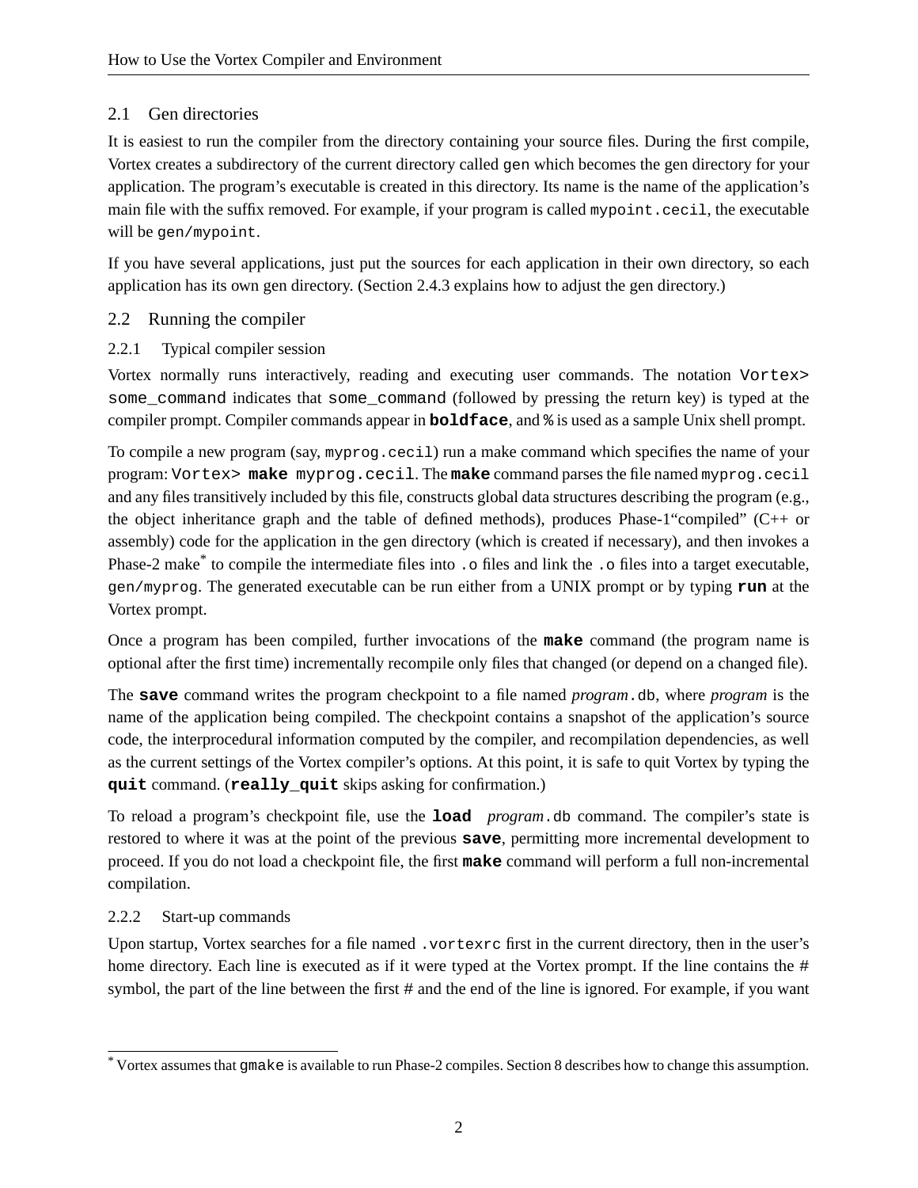## 2.1 Gen directories

It is easiest to run the compiler from the directory containing your source files. During the first compile, Vortex creates a subdirectory of the current directory called `gen` which becomes the gen directory for your application. The program's executable is created in this directory. Its name is the name of the application's main file with the suffix removed. For example, if your program is called `mypoint.cecil`, the executable will be `gen/mypoint`.

If you have several applications, just put the sources for each application in their own directory, so each application has its own gen directory. (Section 2.4.3 explains how to adjust the gen directory.)

## 2.2 Running the compiler

### 2.2.1 Typical compiler session

Vortex normally runs interactively, reading and executing user commands. The notation `Vortex> some_command` indicates that `some_command` (followed by pressing the return key) is typed at the compiler prompt. Compiler commands appear in **`boldface`**, and `%` is used as a sample Unix shell prompt.

To compile a new program (say, `myprog.cecil`) run a make command which specifies the name of your program: `Vortex>` **`make`** `myprog.cecil`. The **`make`** command parses the file named `myprog.cecil` and any files transitively included by this file, constructs global data structures describing the program (e.g., the object inheritance graph and the table of defined methods), produces Phase-1"compiled" (C++ or assembly) code for the application in the gen directory (which is created if necessary), and then invokes a Phase-2 make* to compile the intermediate files into `.o` files and link the `.o` files into a target executable, `gen/myprog`. The generated executable can be run either from a UNIX prompt or by typing **`run`** at the Vortex prompt.

Once a program has been compiled, further invocations of the **`make`** command (the program name is optional after the first time) incrementally recompile only files that changed (or depend on a changed file).

The **`save`** command writes the program checkpoint to a file named *program*`.db`, where *program* is the name of the application being compiled. The checkpoint contains a snapshot of the application's source code, the interprocedural information computed by the compiler, and recompilation dependencies, as well as the current settings of the Vortex compiler's options. At this point, it is safe to quit Vortex by typing the **`quit`** command. (**`really_quit`** skips asking for confirmation.)

To reload a program's checkpoint file, use the **`load`** *program*`.db` command. The compiler's state is restored to where it was at the point of the previous **`save`**, permitting more incremental development to proceed. If you do not load a checkpoint file, the first **`make`** command will perform a full non-incremental compilation.

### 2.2.2 Start-up commands

Upon startup, Vortex searches for a file named `.vortexrc` first in the current directory, then in the user's home directory. Each line is executed as if it were typed at the Vortex prompt. If the line contains the # symbol, the part of the line between the first # and the end of the line is ignored. For example, if you want

---

* Vortex assumes that `gmake` is available to run Phase-2 compiles. Section 8 describes how to change this assumption.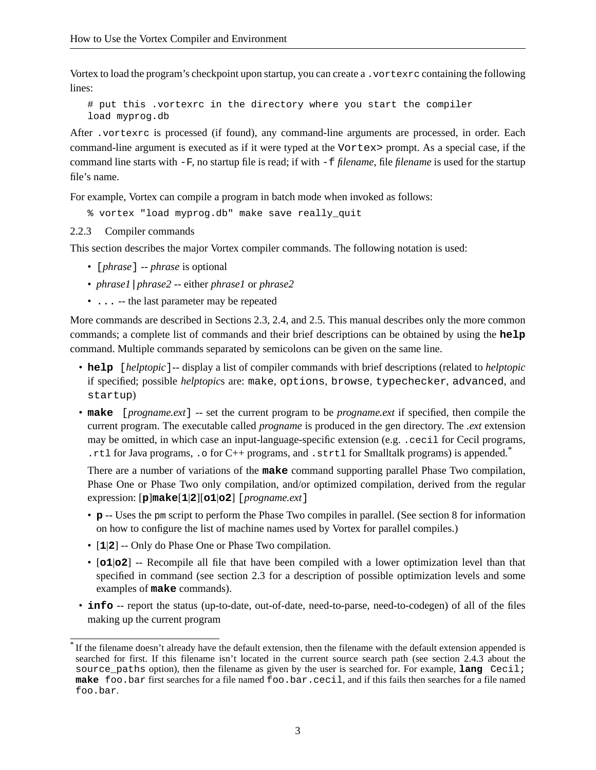Vortex to load the program's checkpoint upon startup, you can create a `.vortexrc` containing the following lines:

```
# put this .vortexrc in the directory where you start the compiler
load myprog.db
```

After `.vortexrc` is processed (if found), any command-line arguments are processed, in order. Each command-line argument is executed as if it were typed at the `Vortex>` prompt. As a special case, if the command line starts with `-F`, no startup file is read; if with `-f` *filename*, file *filename* is used for the startup file's name.

For example, Vortex can compile a program in batch mode when invoked as follows:

```
% vortex "load myprog.db" make save really_quit
```

### 2.2.3 Compiler commands

This section describes the major Vortex compiler commands. The following notation is used:

- `[`*phrase*`]` -- *phrase* is optional
- *phrase1* **|** *phrase2* -- either *phrase1* or *phrase2*
- `...` -- the last parameter may be repeated

More commands are described in Sections 2.3, 2.4, and 2.5. This manual describes only the more common commands; a complete list of commands and their brief descriptions can be obtained by using the **`help`** command. Multiple commands separated by semicolons can be given on the same line.

- **`help`** `[`*helptopic*`]` -- display a list of compiler commands with brief descriptions (related to *helptopic* if specified; possible *helptopic*s are: `make`, `options`, `browse`, `typechecker`, `advanced`, and `startup`)
- **`make`** `[`*progname.ext*`]` -- set the current program to be *progname.ext* if specified, then compile the current program. The executable called *progname* is produced in the gen directory. The *.ext* extension may be omitted, in which case an input-language-specific extension (e.g. `.cecil` for Cecil programs, `.rtl` for Java programs, `.o` for C++ programs, and `.strtl` for Smalltalk programs) is appended.*

  There are a number of variations of the **`make`** command supporting parallel Phase Two compilation, Phase One or Phase Two only compilation, and/or optimized compilation, derived from the regular expression: [**`p`**]**`make`**[**`1`**|**`2`**][**`o1`**|**`o2`**] `[`*progname.ext*`]`

  - **`p`** -- Uses the pm script to perform the Phase Two compiles in parallel. (See section 8 for information on how to configure the list of machine names used by Vortex for parallel compiles.)
  - [**`1`**|**`2`**] -- Only do Phase One or Phase Two compilation.
  - [**`o1`**|**`o2`**] -- Recompile all file that have been compiled with a lower optimization level than that specified in command (see section 2.3 for a description of possible optimization levels and some examples of **`make`** commands).
- **`info`** -- report the status (up-to-date, out-of-date, need-to-parse, need-to-codegen) of all of the files making up the current program

---

* If the filename doesn't already have the default extension, then the filename with the default extension appended is searched for first. If this filename isn't located in the current source search path (see section 2.4.3 about the `source_paths` option), then the filename as given by the user is searched for. For example, **`lang`** `Cecil;` **`make`** `foo.bar` first searches for a file named `foo.bar.cecil`, and if this fails then searches for a file named `foo.bar`.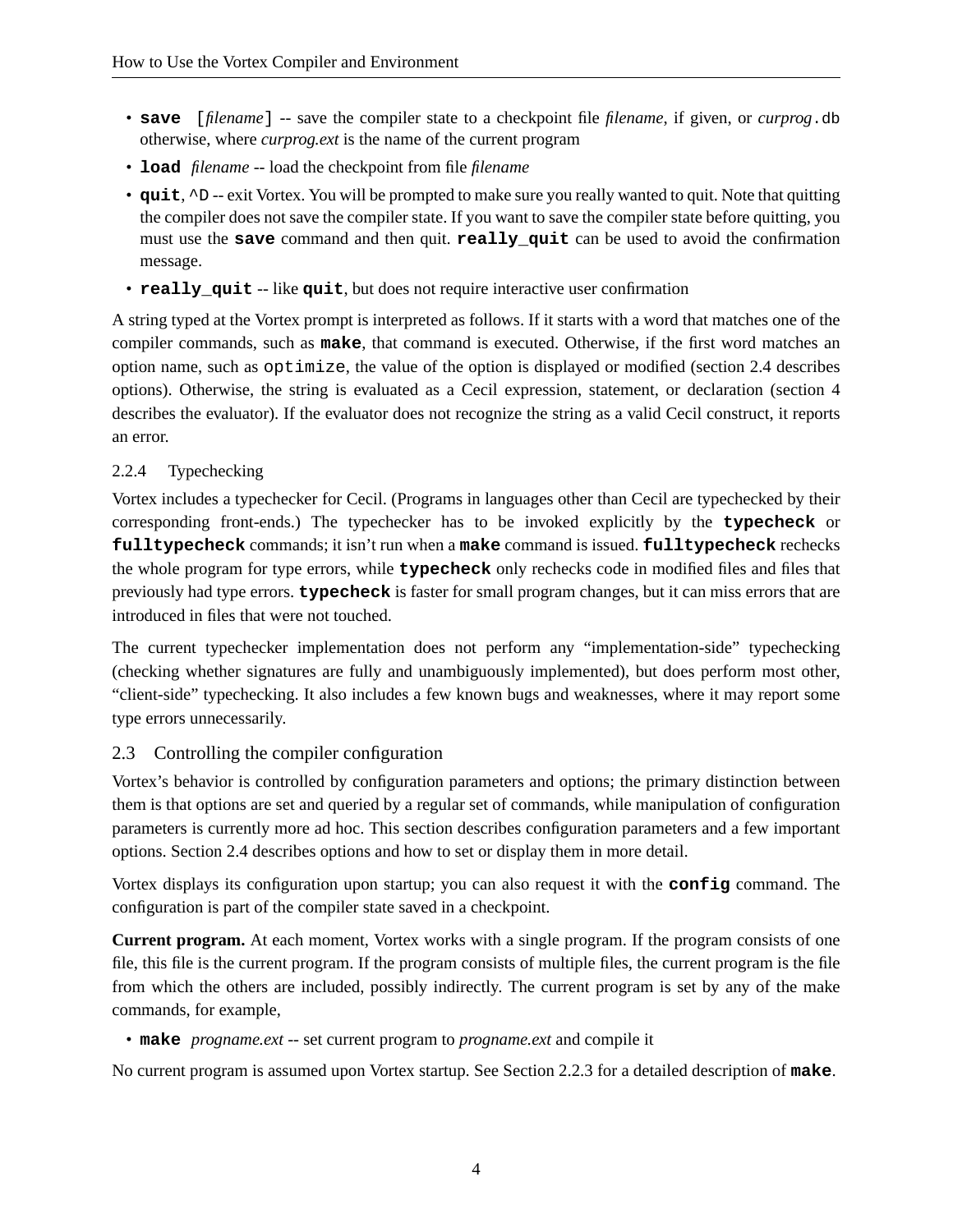- **`save`** `[`*filename*`]` -- save the compiler state to a checkpoint file *filename*, if given, or *curprog*`.db` otherwise, where *curprog.ext* is the name of the current program
- **`load`** *filename* -- load the checkpoint from file *filename*
- **`quit`**, `^D` -- exit Vortex. You will be prompted to make sure you really wanted to quit. Note that quitting the compiler does not save the compiler state. If you want to save the compiler state before quitting, you must use the **`save`** command and then quit. **`really_quit`** can be used to avoid the confirmation message.
- **`really_quit`** -- like **`quit`**, but does not require interactive user confirmation

A string typed at the Vortex prompt is interpreted as follows. If it starts with a word that matches one of the compiler commands, such as **`make`**, that command is executed. Otherwise, if the first word matches an option name, such as `optimize`, the value of the option is displayed or modified (section 2.4 describes options). Otherwise, the string is evaluated as a Cecil expression, statement, or declaration (section 4 describes the evaluator). If the evaluator does not recognize the string as a valid Cecil construct, it reports an error.

#### 2.2.4 Typechecking

Vortex includes a typechecker for Cecil. (Programs in languages other than Cecil are typechecked by their corresponding front-ends.) The typechecker has to be invoked explicitly by the **`typecheck`** or **`fulltypecheck`** commands; it isn't run when a **`make`** command is issued. **`fulltypecheck`** rechecks the whole program for type errors, while **`typecheck`** only rechecks code in modified files and files that previously had type errors. **`typecheck`** is faster for small program changes, but it can miss errors that are introduced in files that were not touched.

The current typechecker implementation does not perform any "implementation-side" typechecking (checking whether signatures are fully and unambiguously implemented), but does perform most other, "client-side" typechecking. It also includes a few known bugs and weaknesses, where it may report some type errors unnecessarily.

### 2.3 Controlling the compiler configuration

Vortex's behavior is controlled by configuration parameters and options; the primary distinction between them is that options are set and queried by a regular set of commands, while manipulation of configuration parameters is currently more ad hoc. This section describes configuration parameters and a few important options. Section 2.4 describes options and how to set or display them in more detail.

Vortex displays its configuration upon startup; you can also request it with the **`config`** command. The configuration is part of the compiler state saved in a checkpoint.

**Current program.** At each moment, Vortex works with a single program. If the program consists of one file, this file is the current program. If the program consists of multiple files, the current program is the file from which the others are included, possibly indirectly. The current program is set by any of the make commands, for example,

- **`make`** *progname.ext* -- set current program to *progname.ext* and compile it

No current program is assumed upon Vortex startup. See Section 2.2.3 for a detailed description of **`make`**.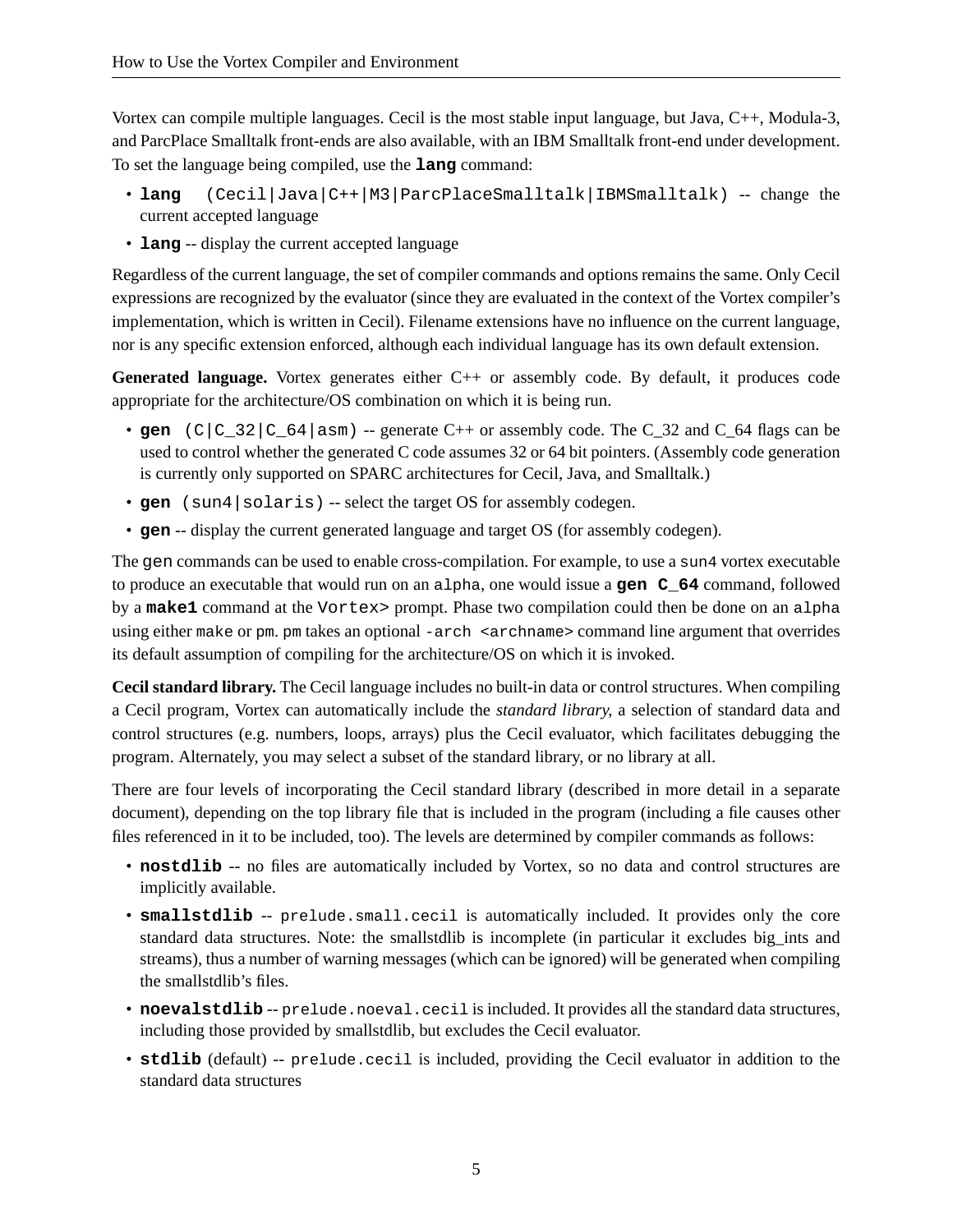Vortex can compile multiple languages. Cecil is the most stable input language, but Java, C++, Modula-3, and ParcPlace Smalltalk front-ends are also available, with an IBM Smalltalk front-end under development. To set the language being compiled, use the **`lang`** command:

- **`lang`** `(Cecil|Java|C++|M3|ParcPlaceSmalltalk|IBMSmalltalk)` -- change the current accepted language
- **`lang`** -- display the current accepted language

Regardless of the current language, the set of compiler commands and options remains the same. Only Cecil expressions are recognized by the evaluator (since they are evaluated in the context of the Vortex compiler's implementation, which is written in Cecil). Filename extensions have no influence on the current language, nor is any specific extension enforced, although each individual language has its own default extension.

**Generated language.** Vortex generates either C++ or assembly code. By default, it produces code appropriate for the architecture/OS combination on which it is being run.

- **`gen`** `(C|C_32|C_64|asm)` -- generate C++ or assembly code. The C_32 and C_64 flags can be used to control whether the generated C code assumes 32 or 64 bit pointers. (Assembly code generation is currently only supported on SPARC architectures for Cecil, Java, and Smalltalk.)
- **`gen`** `(sun4|solaris)` -- select the target OS for assembly codegen.
- **`gen`** -- display the current generated language and target OS (for assembly codegen).

The `gen` commands can be used to enable cross-compilation. For example, to use a `sun4` vortex executable to produce an executable that would run on an `alpha`, one would issue a **`gen C_64`** command, followed by a **`make1`** command at the `Vortex>` prompt. Phase two compilation could then be done on an `alpha` using either `make` or `pm`. `pm` takes an optional `-arch <archname>` command line argument that overrides its default assumption of compiling for the architecture/OS on which it is invoked.

**Cecil standard library.** The Cecil language includes no built-in data or control structures. When compiling a Cecil program, Vortex can automatically include the *standard library*, a selection of standard data and control structures (e.g. numbers, loops, arrays) plus the Cecil evaluator, which facilitates debugging the program. Alternately, you may select a subset of the standard library, or no library at all.

There are four levels of incorporating the Cecil standard library (described in more detail in a separate document), depending on the top library file that is included in the program (including a file causes other files referenced in it to be included, too). The levels are determined by compiler commands as follows:

- **`nostdlib`** -- no files are automatically included by Vortex, so no data and control structures are implicitly available.
- **`smallstdlib`** -- `prelude.small.cecil` is automatically included. It provides only the core standard data structures. Note: the smallstdlib is incomplete (in particular it excludes big_ints and streams), thus a number of warning messages (which can be ignored) will be generated when compiling the smallstdlib's files.
- **`noevalstdlib`** -- `prelude.noeval.cecil` is included. It provides all the standard data structures, including those provided by smallstdlib, but excludes the Cecil evaluator.
- **`stdlib`** (default) -- `prelude.cecil` is included, providing the Cecil evaluator in addition to the standard data structures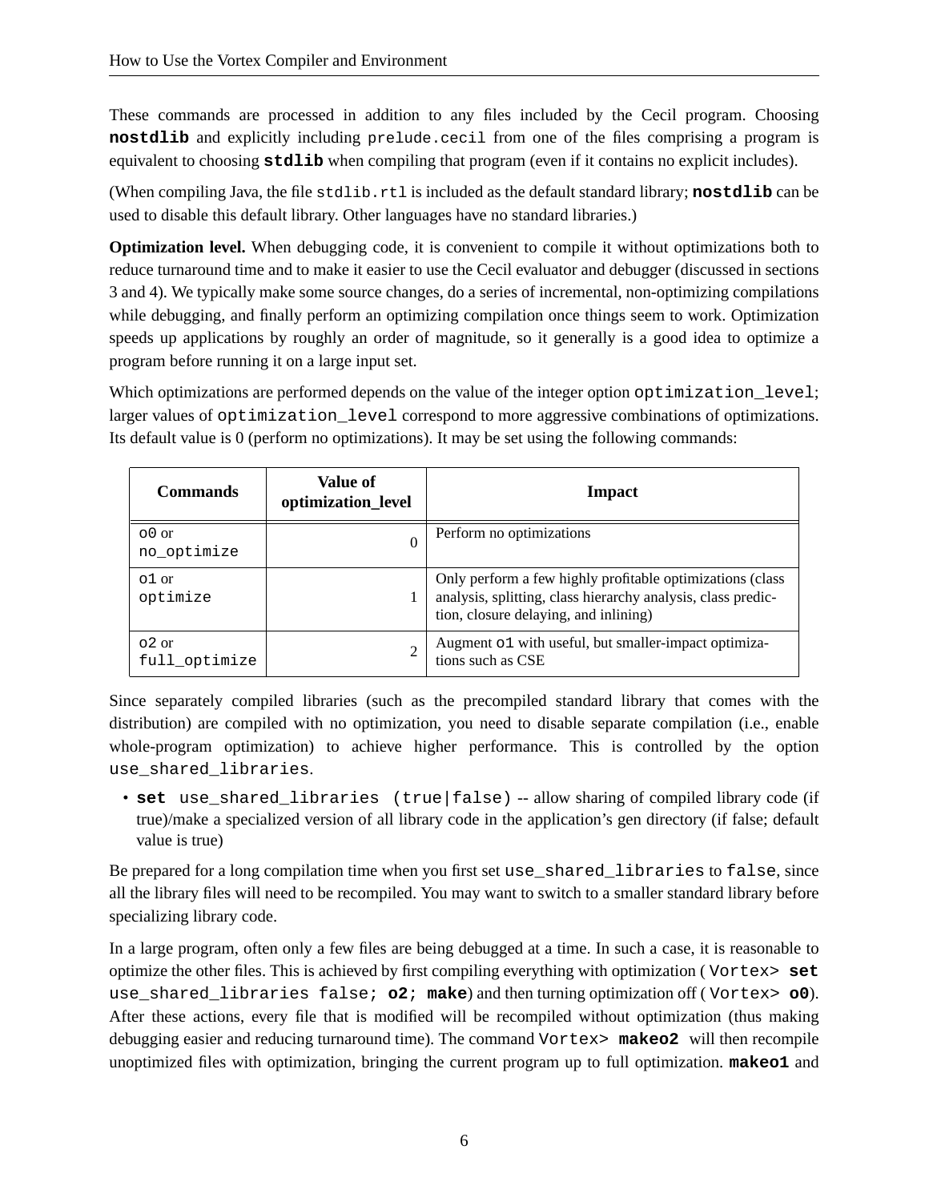These commands are processed in addition to any files included by the Cecil program. Choosing **`nostdlib`** and explicitly including `prelude.cecil` from one of the files comprising a program is equivalent to choosing **`stdlib`** when compiling that program (even if it contains no explicit includes).

(When compiling Java, the file `stdlib.rtl` is included as the default standard library; **`nostdlib`** can be used to disable this default library. Other languages have no standard libraries.)

**Optimization level.** When debugging code, it is convenient to compile it without optimizations both to reduce turnaround time and to make it easier to use the Cecil evaluator and debugger (discussed in sections 3 and 4). We typically make some source changes, do a series of incremental, non-optimizing compilations while debugging, and finally perform an optimizing compilation once things seem to work. Optimization speeds up applications by roughly an order of magnitude, so it generally is a good idea to optimize a program before running it on a large input set.

Which optimizations are performed depends on the value of the integer option `optimization_level`; larger values of `optimization_level` correspond to more aggressive combinations of optimizations. Its default value is 0 (perform no optimizations). It may be set using the following commands:

| Commands | Value of optimization_level | Impact |
|---|---|---|
| `o0` or `no_optimize` | 0 | Perform no optimizations |
| `o1` or `optimize` | 1 | Only perform a few highly profitable optimizations (class analysis, splitting, class hierarchy analysis, class prediction, closure delaying, and inlining) |
| `o2` or `full_optimize` | 2 | Augment `o1` with useful, but smaller-impact optimizations such as CSE |

Since separately compiled libraries (such as the precompiled standard library that comes with the distribution) are compiled with no optimization, you need to disable separate compilation (i.e., enable whole-program optimization) to achieve higher performance. This is controlled by the option `use_shared_libraries`.

- **`set`** `use_shared_libraries (true|false)` -- allow sharing of compiled library code (if true)/make a specialized version of all library code in the application's gen directory (if false; default value is true)

Be prepared for a long compilation time when you first set `use_shared_libraries` to `false`, since all the library files will need to be recompiled. You may want to switch to a smaller standard library before specializing library code.

In a large program, often only a few files are being debugged at a time. In such a case, it is reasonable to optimize the other files. This is achieved by first compiling everything with optimization ( `Vortex>` **`set`** `use_shared_libraries false;` **`o2`**`;` **`make`**) and then turning optimization off ( `Vortex>` **`o0`**). After these actions, every file that is modified will be recompiled without optimization (thus making debugging easier and reducing turnaround time). The command `Vortex>` **`makeo2`** will then recompile unoptimized files with optimization, bringing the current program up to full optimization. **`makeo1`** and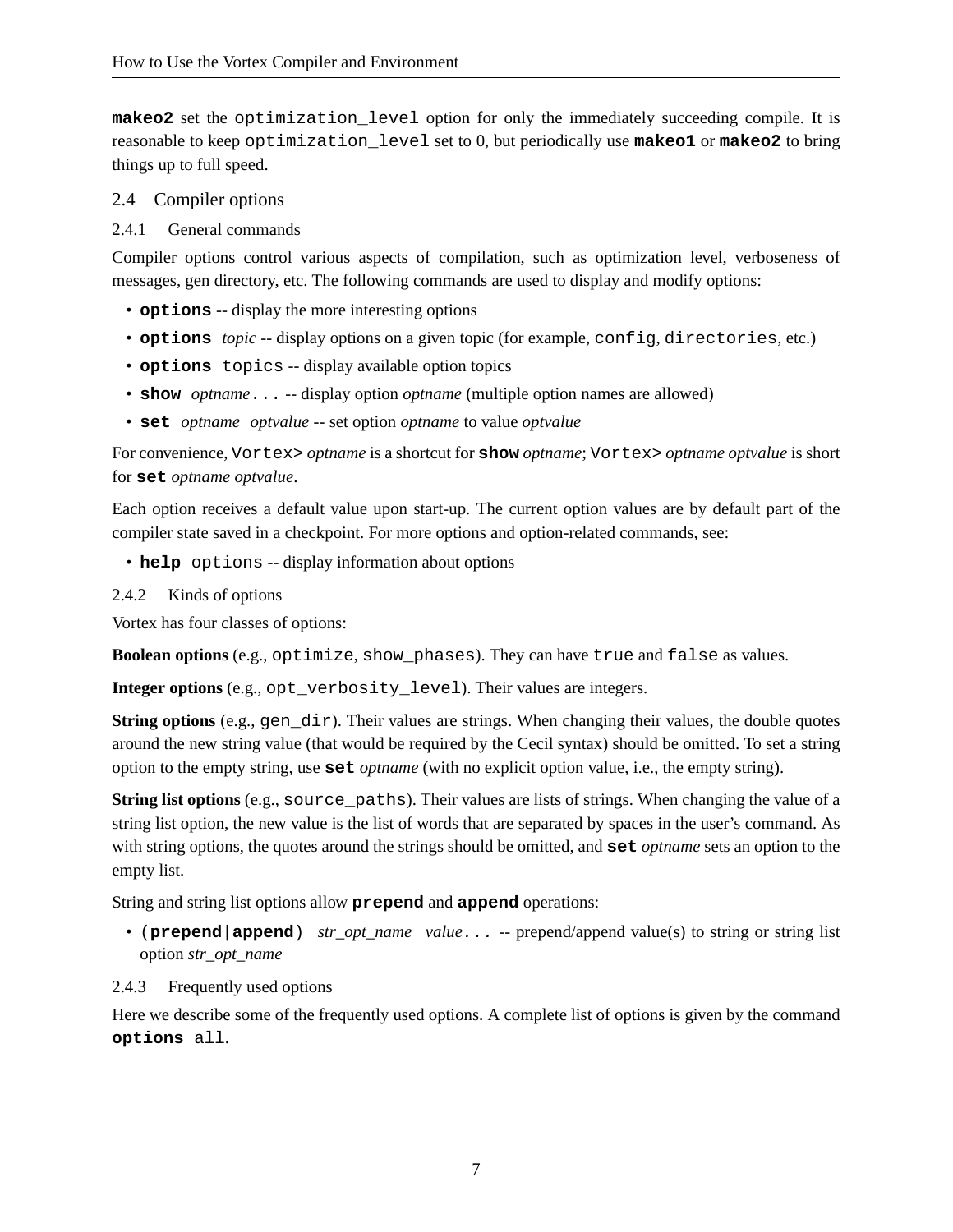**makeo2** set the `optimization_level` option for only the immediately succeeding compile. It is reasonable to keep `optimization_level` set to 0, but periodically use **makeo1** or **makeo2** to bring things up to full speed.

## 2.4 Compiler options

### 2.4.1 General commands

Compiler options control various aspects of compilation, such as optimization level, verboseness of messages, gen directory, etc. The following commands are used to display and modify options:

- **options** -- display the more interesting options
- **options** *topic* -- display options on a given topic (for example, `config`, `directories`, etc.)
- **options** `topics` -- display available option topics
- **show** *optname*`...` -- display option *optname* (multiple option names are allowed)
- **set** *optname optvalue* -- set option *optname* to value *optvalue*

For convenience, `Vortex>` *optname* is a shortcut for **show** *optname*; `Vortex>` *optname optvalue* is short for **set** *optname optvalue*.

Each option receives a default value upon start-up. The current option values are by default part of the compiler state saved in a checkpoint. For more options and option-related commands, see:

- **help** `options` -- display information about options

### 2.4.2 Kinds of options

Vortex has four classes of options:

**Boolean options** (e.g., `optimize`, `show_phases`). They can have `true` and `false` as values.

**Integer options** (e.g., `opt_verbosity_level`). Their values are integers.

**String options** (e.g., `gen_dir`). Their values are strings. When changing their values, the double quotes around the new string value (that would be required by the Cecil syntax) should be omitted. To set a string option to the empty string, use **set** *optname* (with no explicit option value, i.e., the empty string).

**String list options** (e.g., `source_paths`). Their values are lists of strings. When changing the value of a string list option, the new value is the list of words that are separated by spaces in the user's command. As with string options, the quotes around the strings should be omitted, and **set** *optname* sets an option to the empty list.

String and string list options allow **prepend** and **append** operations:

- (**prepend**|**append**) *str_opt_name value*`...` -- prepend/append value(s) to string or string list option *str_opt_name*

### 2.4.3 Frequently used options

Here we describe some of the frequently used options. A complete list of options is given by the command **options** `all`.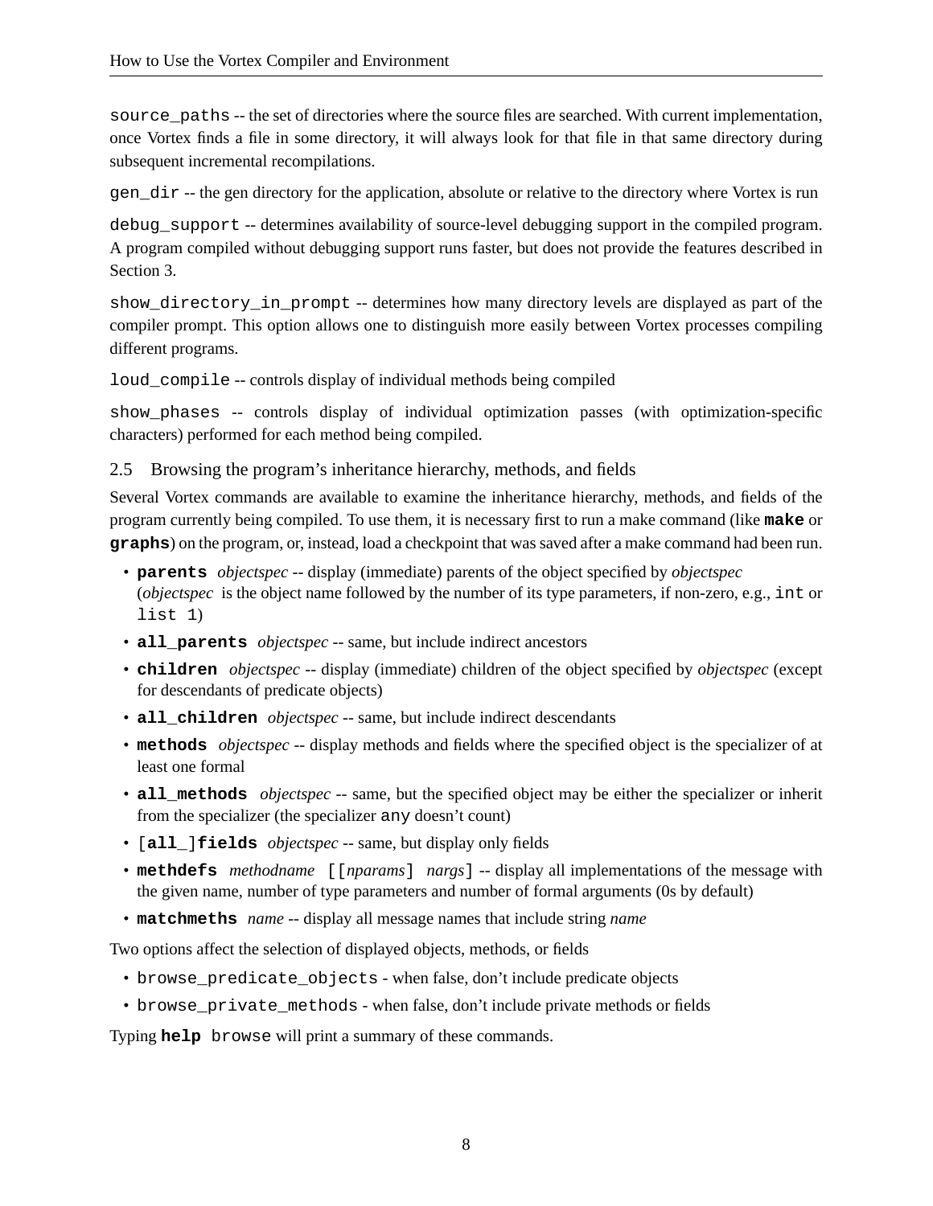`source_paths` -- the set of directories where the source files are searched. With current implementation, once Vortex finds a file in some directory, it will always look for that file in that same directory during subsequent incremental recompilations.

`gen_dir` -- the gen directory for the application, absolute or relative to the directory where Vortex is run

`debug_support` -- determines availability of source-level debugging support in the compiled program. A program compiled without debugging support runs faster, but does not provide the features described in Section 3.

`show_directory_in_prompt` -- determines how many directory levels are displayed as part of the compiler prompt. This option allows one to distinguish more easily between Vortex processes compiling different programs.

`loud_compile` -- controls display of individual methods being compiled

`show_phases` -- controls display of individual optimization passes (with optimization-specific characters) performed for each method being compiled.

## 2.5 Browsing the program's inheritance hierarchy, methods, and fields

Several Vortex commands are available to examine the inheritance hierarchy, methods, and fields of the program currently being compiled. To use them, it is necessary first to run a make command (like **`make`** or **`graphs`**) on the program, or, instead, load a checkpoint that was saved after a make command had been run.

- **`parents`** *objectspec* -- display (immediate) parents of the object specified by *objectspec* (*objectspec* is the object name followed by the number of its type parameters, if non-zero, e.g., `int` or `list 1`)
- **`all_parents`** *objectspec* -- same, but include indirect ancestors
- **`children`** *objectspec* -- display (immediate) children of the object specified by *objectspec* (except for descendants of predicate objects)
- **`all_children`** *objectspec* -- same, but include indirect descendants
- **`methods`** *objectspec* -- display methods and fields where the specified object is the specializer of at least one formal
- **`all_methods`** *objectspec* -- same, but the specified object may be either the specializer or inherit from the specializer (the specializer `any` doesn't count)
- [**`all_`**]**`fields`** *objectspec* -- same, but display only fields
- **`methdefs`** *methodname* [[*nparams*] *nargs*] -- display all implementations of the message with the given name, number of type parameters and number of formal arguments (0s by default)
- **`matchmeths`** *name* -- display all message names that include string *name*

Two options affect the selection of displayed objects, methods, or fields

- `browse_predicate_objects` - when false, don't include predicate objects
- `browse_private_methods` - when false, don't include private methods or fields

Typing **`help`** `browse` will print a summary of these commands.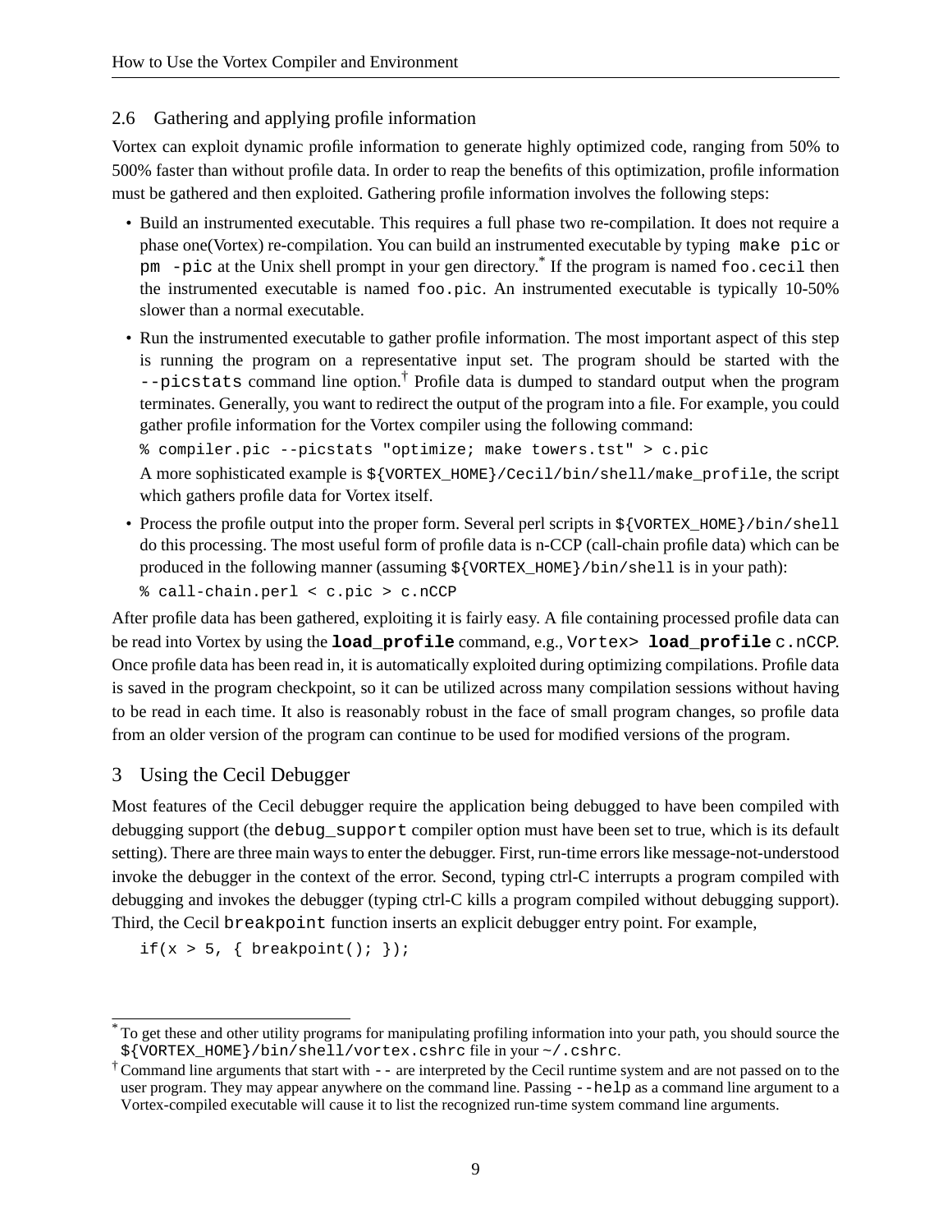## 2.6 Gathering and applying profile information

Vortex can exploit dynamic profile information to generate highly optimized code, ranging from 50% to 500% faster than without profile data. In order to reap the benefits of this optimization, profile information must be gathered and then exploited. Gathering profile information involves the following steps:

- Build an instrumented executable. This requires a full phase two re-compilation. It does not require a phase one(Vortex) re-compilation. You can build an instrumented executable by typing `make pic` or `pm -pic` at the Unix shell prompt in your gen directory.* If the program is named `foo.cecil` then the instrumented executable is named `foo.pic`. An instrumented executable is typically 10-50% slower than a normal executable.
- Run the instrumented executable to gather profile information. The most important aspect of this step is running the program on a representative input set. The program should be started with the `--picstats` command line option.† Profile data is dumped to standard output when the program terminates. Generally, you want to redirect the output of the program into a file. For example, you could gather profile information for the Vortex compiler using the following command:

  ```
  % compiler.pic --picstats "optimize; make towers.tst" > c.pic
  ```

  A more sophisticated example is `${VORTEX_HOME}/Cecil/bin/shell/make_profile`, the script which gathers profile data for Vortex itself.
- Process the profile output into the proper form. Several perl scripts in `${VORTEX_HOME}/bin/shell` do this processing. The most useful form of profile data is n-CCP (call-chain profile data) which can be produced in the following manner (assuming `${VORTEX_HOME}/bin/shell` is in your path):

  ```
  % call-chain.perl < c.pic > c.nCCP
  ```

After profile data has been gathered, exploiting it is fairly easy. A file containing processed profile data can be read into Vortex by using the **`load_profile`** command, e.g., `Vortex>` **`load_profile`** `c.nCCP`. Once profile data has been read in, it is automatically exploited during optimizing compilations. Profile data is saved in the program checkpoint, so it can be utilized across many compilation sessions without having to be read in each time. It also is reasonably robust in the face of small program changes, so profile data from an older version of the program can continue to be used for modified versions of the program.

# 3 Using the Cecil Debugger

Most features of the Cecil debugger require the application being debugged to have been compiled with debugging support (the `debug_support` compiler option must have been set to true, which is its default setting). There are three main ways to enter the debugger. First, run-time errors like message-not-understood invoke the debugger in the context of the error. Second, typing ctrl-C interrupts a program compiled with debugging and invokes the debugger (typing ctrl-C kills a program compiled without debugging support). Third, the Cecil `breakpoint` function inserts an explicit debugger entry point. For example,

```
if(x > 5, { breakpoint(); });
```

---

* To get these and other utility programs for manipulating profiling information into your path, you should source the `${VORTEX_HOME}/bin/shell/vortex.cshrc` file in your `~/.cshrc`.

† Command line arguments that start with `--` are interpreted by the Cecil runtime system and are not passed on to the user program. They may appear anywhere on the command line. Passing `--help` as a command line argument to a Vortex-compiled executable will cause it to list the recognized run-time system command line arguments.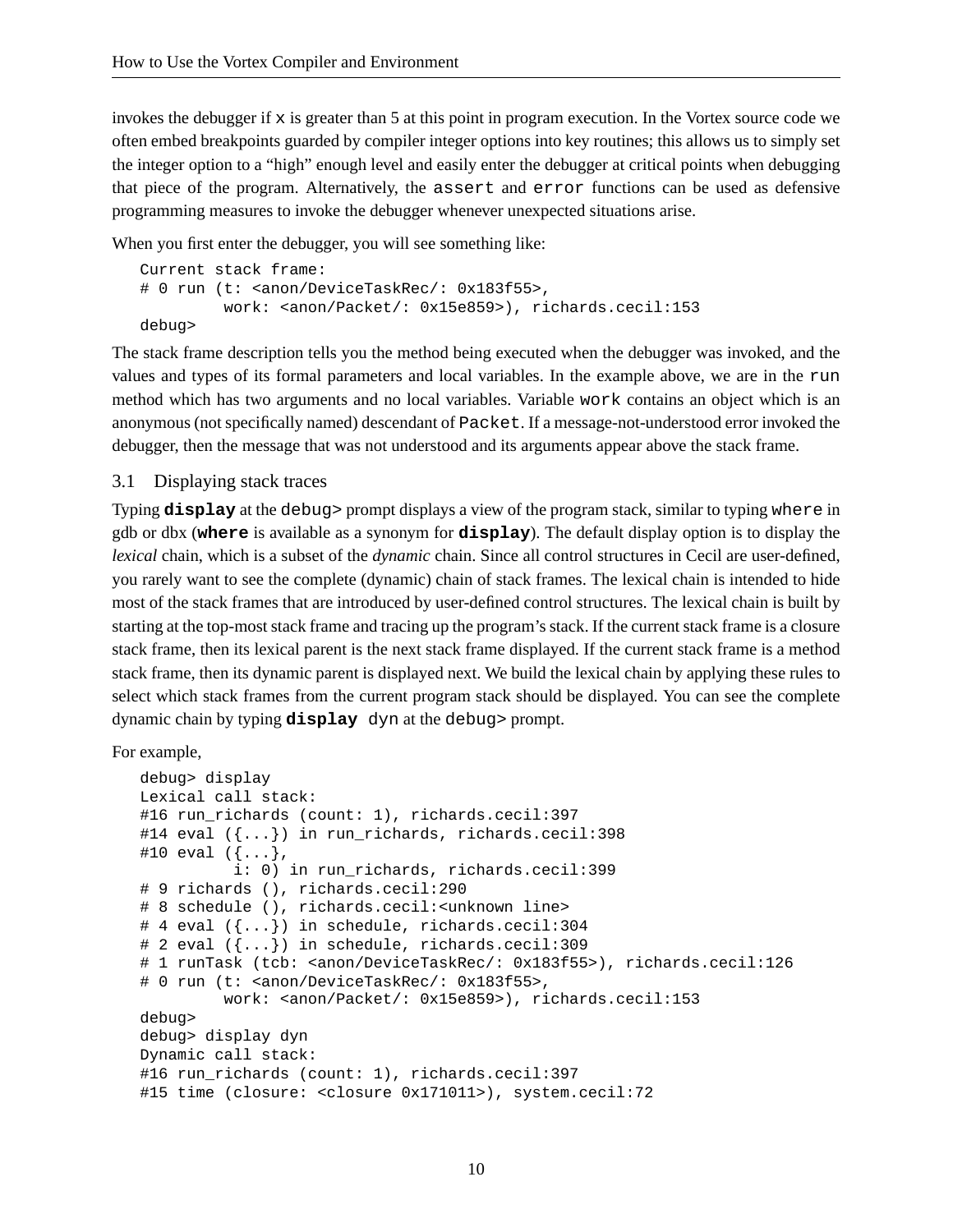invokes the debugger if `x` is greater than 5 at this point in program execution. In the Vortex source code we often embed breakpoints guarded by compiler integer options into key routines; this allows us to simply set the integer option to a "high" enough level and easily enter the debugger at critical points when debugging that piece of the program. Alternatively, the `assert` and `error` functions can be used as defensive programming measures to invoke the debugger whenever unexpected situations arise.

When you first enter the debugger, you will see something like:

```
Current stack frame:
# 0 run (t: <anon/DeviceTaskRec/: 0x183f55>,
         work: <anon/Packet/: 0x15e859>), richards.cecil:153
debug>
```

The stack frame description tells you the method being executed when the debugger was invoked, and the values and types of its formal parameters and local variables. In the example above, we are in the `run` method which has two arguments and no local variables. Variable `work` contains an object which is an anonymous (not specifically named) descendant of `Packet`. If a message-not-understood error invoked the debugger, then the message that was not understood and its arguments appear above the stack frame.

## 3.1 Displaying stack traces

Typing **`display`** at the `debug>` prompt displays a view of the program stack, similar to typing `where` in gdb or dbx (**`where`** is available as a synonym for **`display`**). The default display option is to display the *lexical* chain, which is a subset of the *dynamic* chain. Since all control structures in Cecil are user-defined, you rarely want to see the complete (dynamic) chain of stack frames. The lexical chain is intended to hide most of the stack frames that are introduced by user-defined control structures. The lexical chain is built by starting at the top-most stack frame and tracing up the program's stack. If the current stack frame is a closure stack frame, then its lexical parent is the next stack frame displayed. If the current stack frame is a method stack frame, then its dynamic parent is displayed next. We build the lexical chain by applying these rules to select which stack frames from the current program stack should be displayed. You can see the complete dynamic chain by typing **`display`** `dyn` at the `debug>` prompt.

For example,

```
debug> display
Lexical call stack:
#16 run_richards (count: 1), richards.cecil:397
#14 eval ({...}) in run_richards, richards.cecil:398
#10 eval ({...},
          i: 0) in run_richards, richards.cecil:399
# 9 richards (), richards.cecil:290
# 8 schedule (), richards.cecil:<unknown line>
# 4 eval ({...}) in schedule, richards.cecil:304
# 2 eval ({...}) in schedule, richards.cecil:309
# 1 runTask (tcb: <anon/DeviceTaskRec/: 0x183f55>), richards.cecil:126
# 0 run (t: <anon/DeviceTaskRec/: 0x183f55>,
         work: <anon/Packet/: 0x15e859>), richards.cecil:153
debug>
debug> display dyn
Dynamic call stack:
#16 run_richards (count: 1), richards.cecil:397
#15 time (closure: <closure 0x171011>), system.cecil:72
```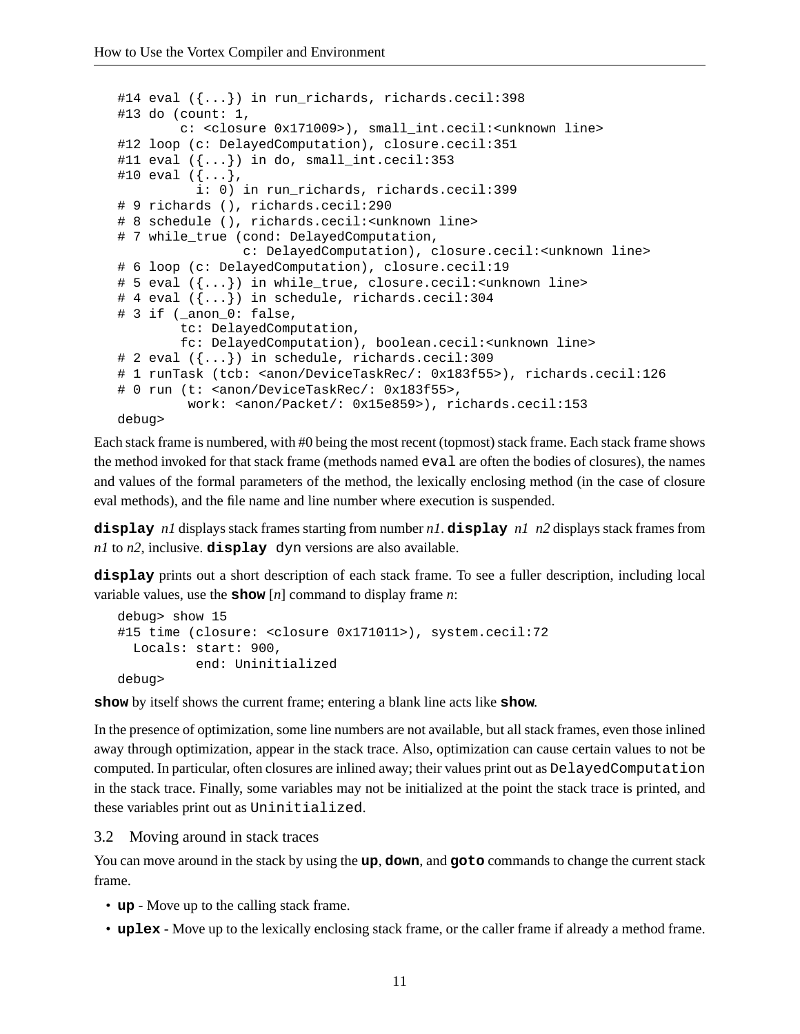```
#14 eval ({...}) in run_richards, richards.cecil:398
#13 do (count: 1,
        c: <closure 0x171009>), small_int.cecil:<unknown line>
#12 loop (c: DelayedComputation), closure.cecil:351
#11 eval ({...}) in do, small_int.cecil:353
#10 eval ({...},
          i: 0) in run_richards, richards.cecil:399
# 9 richards (), richards.cecil:290
# 8 schedule (), richards.cecil:<unknown line>
# 7 while_true (cond: DelayedComputation,
                c: DelayedComputation), closure.cecil:<unknown line>
# 6 loop (c: DelayedComputation), closure.cecil:19
# 5 eval ({...}) in while_true, closure.cecil:<unknown line>
# 4 eval ({...}) in schedule, richards.cecil:304
# 3 if (_anon_0: false,
        tc: DelayedComputation,
        fc: DelayedComputation), boolean.cecil:<unknown line>
# 2 eval ({...}) in schedule, richards.cecil:309
# 1 runTask (tcb: <anon/DeviceTaskRec/: 0x183f55>), richards.cecil:126
# 0 run (t: <anon/DeviceTaskRec/: 0x183f55>,
         work: <anon/Packet/: 0x15e859>), richards.cecil:153
debug>
```

Each stack frame is numbered, with #0 being the most recent (topmost) stack frame. Each stack frame shows the method invoked for that stack frame (methods named `eval` are often the bodies of closures), the names and values of the formal parameters of the method, the lexically enclosing method (in the case of closure eval methods), and the file name and line number where execution is suspended.

**`display`** *n1* displays stack frames starting from number *n1*. **`display`** *n1 n2* displays stack frames from *n1* to *n2*, inclusive. **`display`** `dyn` versions are also available.

**`display`** prints out a short description of each stack frame. To see a fuller description, including local variable values, use the **`show`** [*n*] command to display frame *n*:

```
debug> show 15
#15 time (closure: <closure 0x171011>), system.cecil:72
  Locals: start: 900,
          end: Uninitialized
debug>
```

**`show`** by itself shows the current frame; entering a blank line acts like **`show`**.

In the presence of optimization, some line numbers are not available, but all stack frames, even those inlined away through optimization, appear in the stack trace. Also, optimization can cause certain values to not be computed. In particular, often closures are inlined away; their values print out as `DelayedComputation` in the stack trace. Finally, some variables may not be initialized at the point the stack trace is printed, and these variables print out as `Uninitialized`.

## 3.2 Moving around in stack traces

You can move around in the stack by using the **`up`**, **`down`**, and **`goto`** commands to change the current stack frame.

- **`up`** - Move up to the calling stack frame.
- **`uplex`** - Move up to the lexically enclosing stack frame, or the caller frame if already a method frame.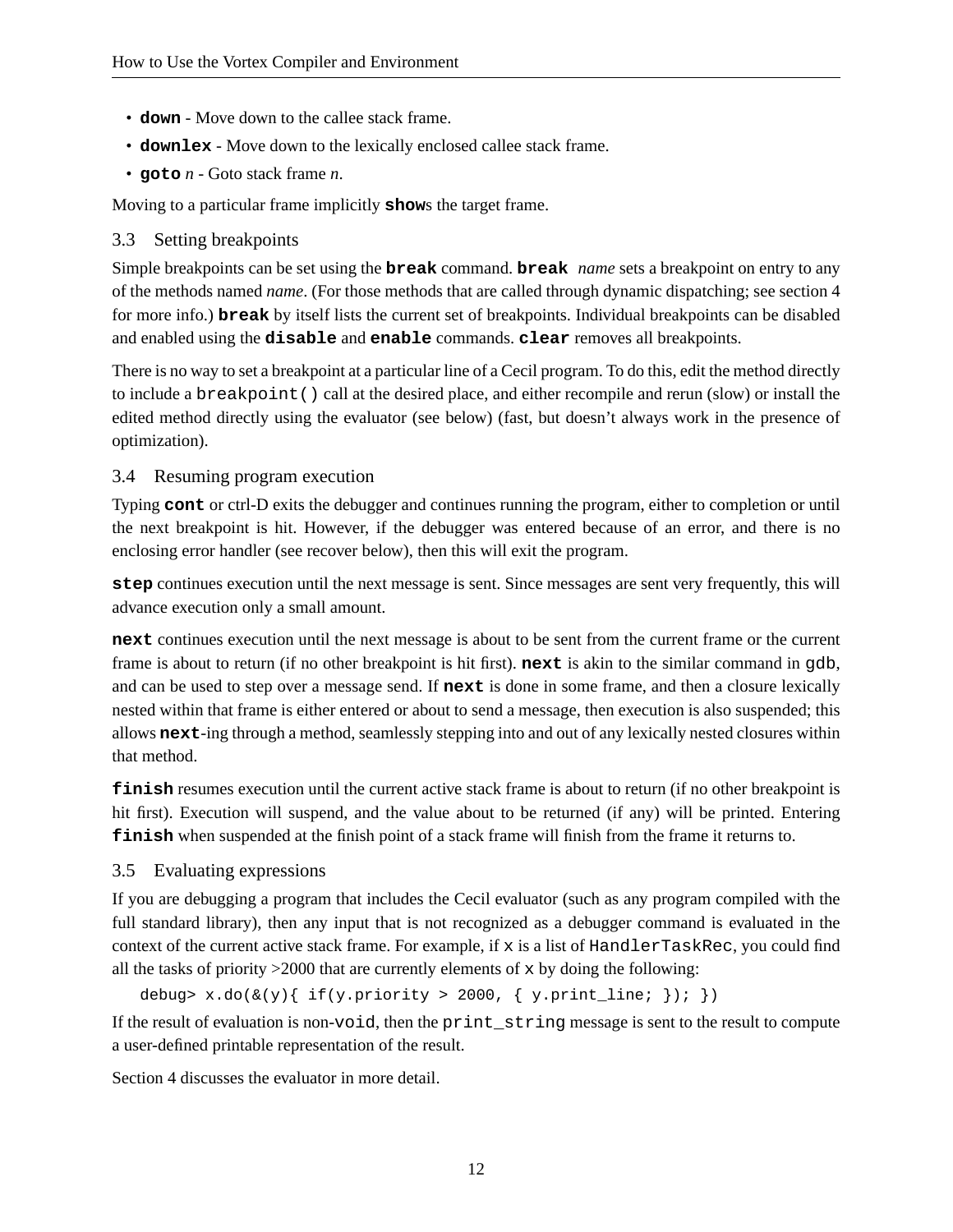- **`down`** - Move down to the callee stack frame.
- **`downlex`** - Move down to the lexically enclosed callee stack frame.
- **`goto`** *n* - Goto stack frame *n*.

Moving to a particular frame implicitly **`show`**s the target frame.

## 3.3 Setting breakpoints

Simple breakpoints can be set using the **`break`** command. **`break`** *name* sets a breakpoint on entry to any of the methods named *name*. (For those methods that are called through dynamic dispatching; see section 4 for more info.) **`break`** by itself lists the current set of breakpoints. Individual breakpoints can be disabled and enabled using the **`disable`** and **`enable`** commands. **`clear`** removes all breakpoints.

There is no way to set a breakpoint at a particular line of a Cecil program. To do this, edit the method directly to include a `breakpoint()` call at the desired place, and either recompile and rerun (slow) or install the edited method directly using the evaluator (see below) (fast, but doesn't always work in the presence of optimization).

## 3.4 Resuming program execution

Typing **`cont`** or ctrl-D exits the debugger and continues running the program, either to completion or until the next breakpoint is hit. However, if the debugger was entered because of an error, and there is no enclosing error handler (see recover below), then this will exit the program.

**`step`** continues execution until the next message is sent. Since messages are sent very frequently, this will advance execution only a small amount.

**`next`** continues execution until the next message is about to be sent from the current frame or the current frame is about to return (if no other breakpoint is hit first). **`next`** is akin to the similar command in `gdb`, and can be used to step over a message send. If **`next`** is done in some frame, and then a closure lexically nested within that frame is either entered or about to send a message, then execution is also suspended; this allows **`next`**-ing through a method, seamlessly stepping into and out of any lexically nested closures within that method.

**`finish`** resumes execution until the current active stack frame is about to return (if no other breakpoint is hit first). Execution will suspend, and the value about to be returned (if any) will be printed. Entering **`finish`** when suspended at the finish point of a stack frame will finish from the frame it returns to.

## 3.5 Evaluating expressions

If you are debugging a program that includes the Cecil evaluator (such as any program compiled with the full standard library), then any input that is not recognized as a debugger command is evaluated in the context of the current active stack frame. For example, if `x` is a list of `HandlerTaskRec`, you could find all the tasks of priority >2000 that are currently elements of `x` by doing the following:

```
debug> x.do(&(y){ if(y.priority > 2000, { y.print_line; }); })
```

If the result of evaluation is non-`void`, then the `print_string` message is sent to the result to compute a user-defined printable representation of the result.

Section 4 discusses the evaluator in more detail.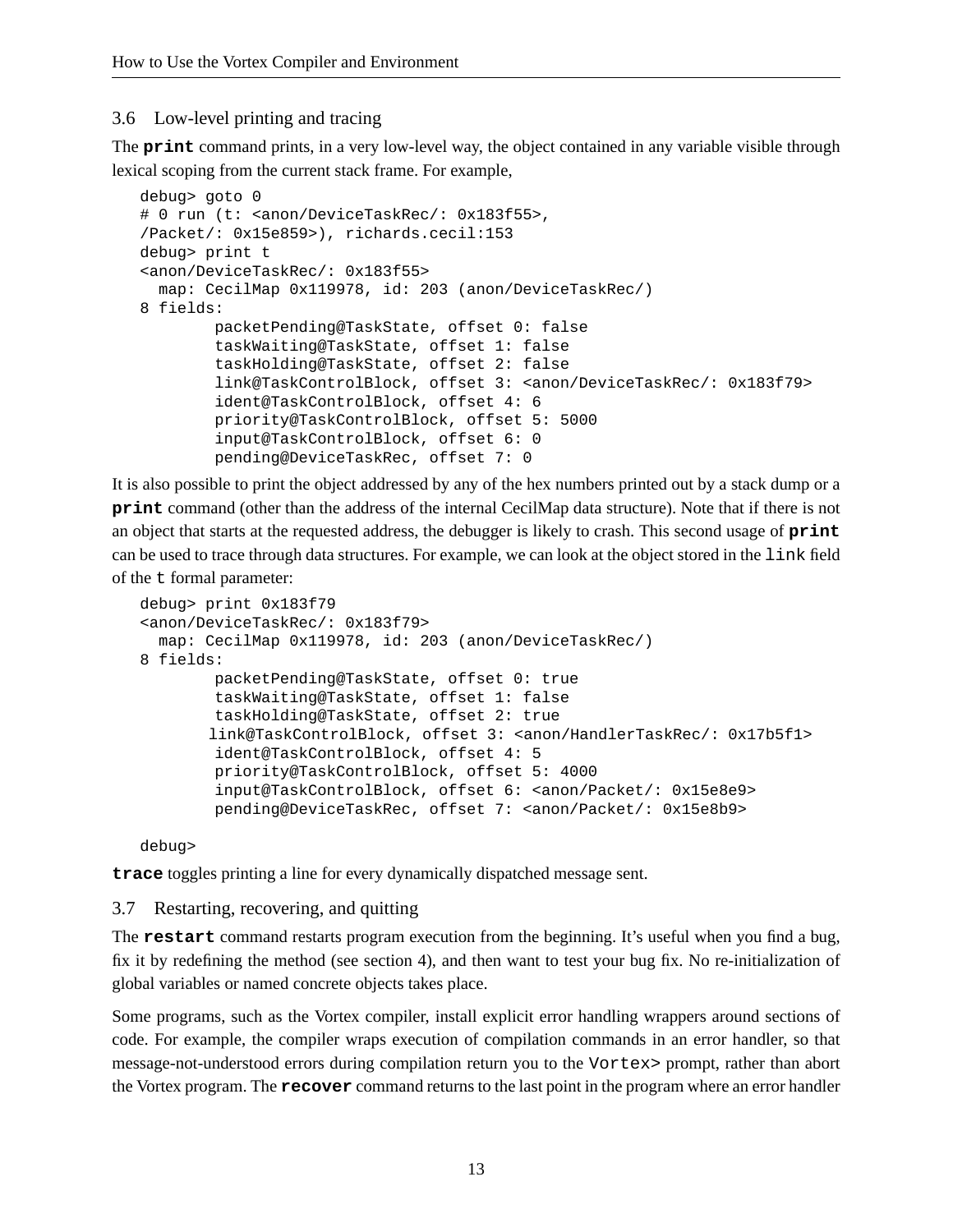### 3.6 Low-level printing and tracing

The **print** command prints, in a very low-level way, the object contained in any variable visible through lexical scoping from the current stack frame. For example,

```
debug> goto 0
# 0 run (t: <anon/DeviceTaskRec/: 0x183f55>,
/Packet/: 0x15e859>), richards.cecil:153
debug> print t
<anon/DeviceTaskRec/: 0x183f55>
  map: CecilMap 0x119978, id: 203 (anon/DeviceTaskRec/)
8 fields:
        packetPending@TaskState, offset 0: false
        taskWaiting@TaskState, offset 1: false
        taskHolding@TaskState, offset 2: false
        link@TaskControlBlock, offset 3: <anon/DeviceTaskRec/: 0x183f79>
        ident@TaskControlBlock, offset 4: 6
        priority@TaskControlBlock, offset 5: 5000
        input@TaskControlBlock, offset 6: 0
        pending@DeviceTaskRec, offset 7: 0
```

It is also possible to print the object addressed by any of the hex numbers printed out by a stack dump or a **print** command (other than the address of the internal CecilMap data structure). Note that if there is not an object that starts at the requested address, the debugger is likely to crash. This second usage of **print** can be used to trace through data structures. For example, we can look at the object stored in the `link` field of the `t` formal parameter:

```
debug> print 0x183f79
<anon/DeviceTaskRec/: 0x183f79>
  map: CecilMap 0x119978, id: 203 (anon/DeviceTaskRec/)
8 fields:
        packetPending@TaskState, offset 0: true
        taskWaiting@TaskState, offset 1: false
        taskHolding@TaskState, offset 2: true
        link@TaskControlBlock, offset 3: <anon/HandlerTaskRec/: 0x17b5f1>
        ident@TaskControlBlock, offset 4: 5
        priority@TaskControlBlock, offset 5: 4000
        input@TaskControlBlock, offset 6: <anon/Packet/: 0x15e8e9>
        pending@DeviceTaskRec, offset 7: <anon/Packet/: 0x15e8b9>

debug>
```

**trace** toggles printing a line for every dynamically dispatched message sent.

### 3.7 Restarting, recovering, and quitting

The **restart** command restarts program execution from the beginning. It's useful when you find a bug, fix it by redefining the method (see section 4), and then want to test your bug fix. No re-initialization of global variables or named concrete objects takes place.

Some programs, such as the Vortex compiler, install explicit error handling wrappers around sections of code. For example, the compiler wraps execution of compilation commands in an error handler, so that message-not-understood errors during compilation return you to the `Vortex>` prompt, rather than abort the Vortex program. The **recover** command returns to the last point in the program where an error handler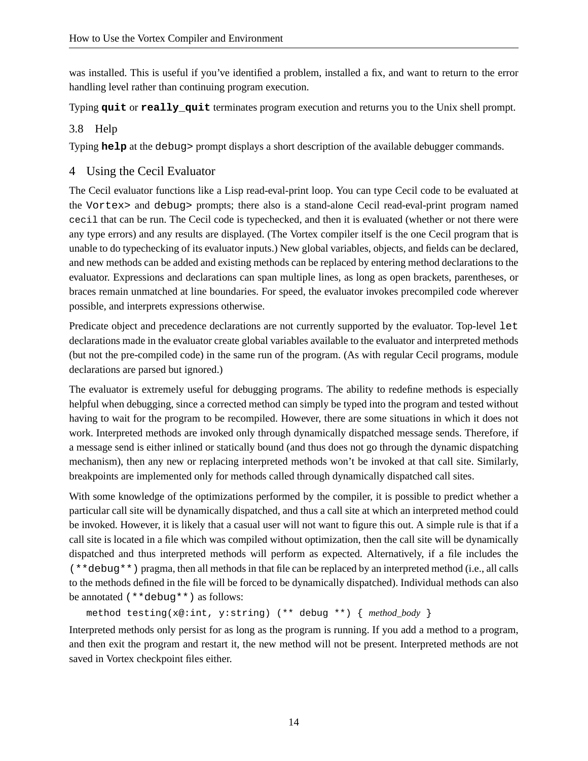was installed. This is useful if you've identified a problem, installed a fix, and want to return to the error handling level rather than continuing program execution.

Typing **`quit`** or **`really_quit`** terminates program execution and returns you to the Unix shell prompt.

### 3.8 Help

Typing **`help`** at the `debug>` prompt displays a short description of the available debugger commands.

## 4 Using the Cecil Evaluator

The Cecil evaluator functions like a Lisp read-eval-print loop. You can type Cecil code to be evaluated at the `Vortex>` and `debug>` prompts; there also is a stand-alone Cecil read-eval-print program named `cecil` that can be run. The Cecil code is typechecked, and then it is evaluated (whether or not there were any type errors) and any results are displayed. (The Vortex compiler itself is the one Cecil program that is unable to do typechecking of its evaluator inputs.) New global variables, objects, and fields can be declared, and new methods can be added and existing methods can be replaced by entering method declarations to the evaluator. Expressions and declarations can span multiple lines, as long as open brackets, parentheses, or braces remain unmatched at line boundaries. For speed, the evaluator invokes precompiled code wherever possible, and interprets expressions otherwise.

Predicate object and precedence declarations are not currently supported by the evaluator. Top-level `let` declarations made in the evaluator create global variables available to the evaluator and interpreted methods (but not the pre-compiled code) in the same run of the program. (As with regular Cecil programs, module declarations are parsed but ignored.)

The evaluator is extremely useful for debugging programs. The ability to redefine methods is especially helpful when debugging, since a corrected method can simply be typed into the program and tested without having to wait for the program to be recompiled. However, there are some situations in which it does not work. Interpreted methods are invoked only through dynamically dispatched message sends. Therefore, if a message send is either inlined or statically bound (and thus does not go through the dynamic dispatching mechanism), then any new or replacing interpreted methods won't be invoked at that call site. Similarly, breakpoints are implemented only for methods called through dynamically dispatched call sites.

With some knowledge of the optimizations performed by the compiler, it is possible to predict whether a particular call site will be dynamically dispatched, and thus a call site at which an interpreted method could be invoked. However, it is likely that a casual user will not want to figure this out. A simple rule is that if a call site is located in a file which was compiled without optimization, then the call site will be dynamically dispatched and thus interpreted methods will perform as expected. Alternatively, if a file includes the `(**debug**)` pragma, then all methods in that file can be replaced by an interpreted method (i.e., all calls to the methods defined in the file will be forced to be dynamically dispatched). Individual methods can also be annotated `(**debug**)` as follows:

```
method testing(x@:int, y:string) (** debug **) { method_body }
```

Interpreted methods only persist for as long as the program is running. If you add a method to a program, and then exit the program and restart it, the new method will not be present. Interpreted methods are not saved in Vortex checkpoint files either.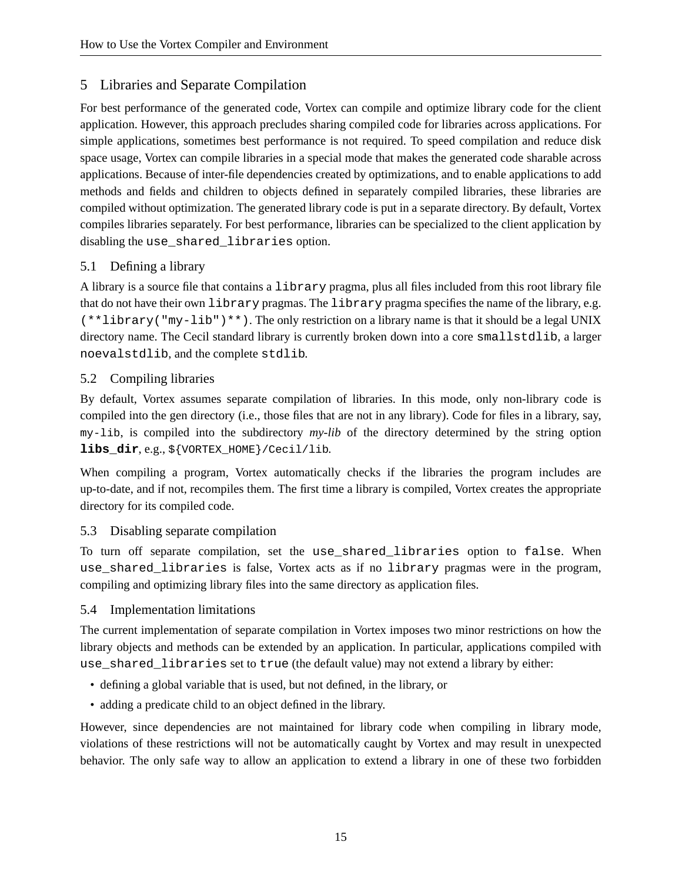## 5 Libraries and Separate Compilation

For best performance of the generated code, Vortex can compile and optimize library code for the client application. However, this approach precludes sharing compiled code for libraries across applications. For simple applications, sometimes best performance is not required. To speed compilation and reduce disk space usage, Vortex can compile libraries in a special mode that makes the generated code sharable across applications. Because of inter-file dependencies created by optimizations, and to enable applications to add methods and fields and children to objects defined in separately compiled libraries, these libraries are compiled without optimization. The generated library code is put in a separate directory. By default, Vortex compiles libraries separately. For best performance, libraries can be specialized to the client application by disabling the `use_shared_libraries` option.

### 5.1 Defining a library

A library is a source file that contains a `library` pragma, plus all files included from this root library file that do not have their own `library` pragmas. The `library` pragma specifies the name of the library, e.g. `(**library("my-lib")**)`. The only restriction on a library name is that it should be a legal UNIX directory name. The Cecil standard library is currently broken down into a core `smallstdlib`, a larger `noevalstdlib`, and the complete `stdlib`.

### 5.2 Compiling libraries

By default, Vortex assumes separate compilation of libraries. In this mode, only non-library code is compiled into the gen directory (i.e., those files that are not in any library). Code for files in a library, say, `my-lib`, is compiled into the subdirectory *my-lib* of the directory determined by the string option **`libs_dir`**, e.g., `${VORTEX_HOME}/Cecil/lib`.

When compiling a program, Vortex automatically checks if the libraries the program includes are up-to-date, and if not, recompiles them. The first time a library is compiled, Vortex creates the appropriate directory for its compiled code.

### 5.3 Disabling separate compilation

To turn off separate compilation, set the `use_shared_libraries` option to `false`. When `use_shared_libraries` is false, Vortex acts as if no `library` pragmas were in the program, compiling and optimizing library files into the same directory as application files.

### 5.4 Implementation limitations

The current implementation of separate compilation in Vortex imposes two minor restrictions on how the library objects and methods can be extended by an application. In particular, applications compiled with `use_shared_libraries` set to `true` (the default value) may not extend a library by either:

- defining a global variable that is used, but not defined, in the library, or
- adding a predicate child to an object defined in the library.

However, since dependencies are not maintained for library code when compiling in library mode, violations of these restrictions will not be automatically caught by Vortex and may result in unexpected behavior. The only safe way to allow an application to extend a library in one of these two forbidden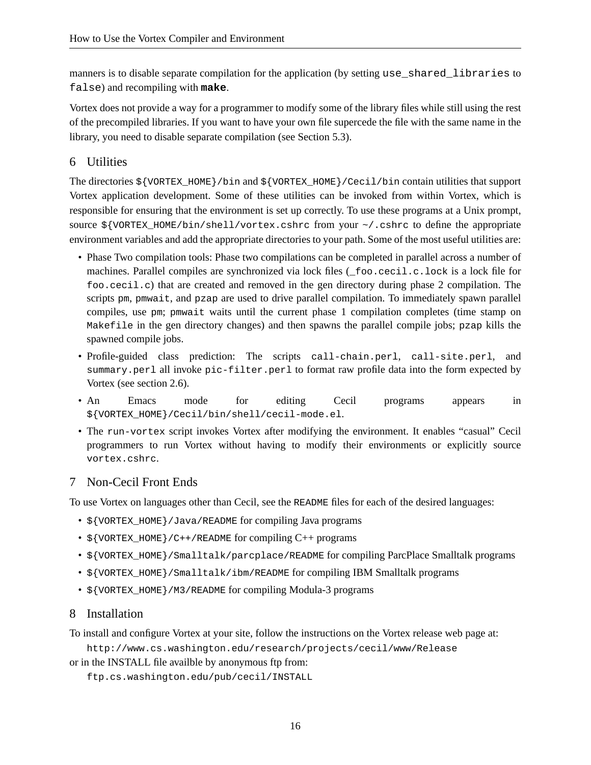manners is to disable separate compilation for the application (by setting `use_shared_libraries` to `false`) and recompiling with **`make`**.

Vortex does not provide a way for a programmer to modify some of the library files while still using the rest of the precompiled libraries. If you want to have your own file supercede the file with the same name in the library, you need to disable separate compilation (see Section 5.3).

## 6 Utilities

The directories `${VORTEX_HOME}/bin` and `${VORTEX_HOME}/Cecil/bin` contain utilities that support Vortex application development. Some of these utilities can be invoked from within Vortex, which is responsible for ensuring that the environment is set up correctly. To use these programs at a Unix prompt, source `${VORTEX_HOME/bin/shell/vortex.cshrc` from your `~/.cshrc` to define the appropriate environment variables and add the appropriate directories to your path. Some of the most useful utilities are:

- Phase Two compilation tools: Phase two compilations can be completed in parallel across a number of machines. Parallel compiles are synchronized via lock files (`_foo.cecil.c.lock` is a lock file for `foo.cecil.c`) that are created and removed in the gen directory during phase 2 compilation. The scripts `pm`, `pmwait`, and `pzap` are used to drive parallel compilation. To immediately spawn parallel compiles, use `pm`; `pmwait` waits until the current phase 1 compilation completes (time stamp on `Makefile` in the gen directory changes) and then spawns the parallel compile jobs; `pzap` kills the spawned compile jobs.
- Profile-guided class prediction: The scripts `call-chain.perl`, `call-site.perl`, and `summary.perl` all invoke `pic-filter.perl` to format raw profile data into the form expected by Vortex (see section 2.6).
- An Emacs mode for editing Cecil programs appears in `${VORTEX_HOME}/Cecil/bin/shell/cecil-mode.el`.
- The `run-vortex` script invokes Vortex after modifying the environment. It enables "casual" Cecil programmers to run Vortex without having to modify their environments or explicitly source `vortex.cshrc`.

## 7 Non-Cecil Front Ends

To use Vortex on languages other than Cecil, see the `README` files for each of the desired languages:

- `${VORTEX_HOME}/Java/README` for compiling Java programs
- `${VORTEX_HOME}/C++/README` for compiling C++ programs
- `${VORTEX_HOME}/Smalltalk/parcplace/README` for compiling ParcPlace Smalltalk programs
- `${VORTEX_HOME}/Smalltalk/ibm/README` for compiling IBM Smalltalk programs
- `${VORTEX_HOME}/M3/README` for compiling Modula-3 programs

## 8 Installation

To install and configure Vortex at your site, follow the instructions on the Vortex release web page at:

`http://www.cs.washington.edu/research/projects/cecil/www/Release`

or in the INSTALL file availble by anonymous ftp from:

`ftp.cs.washington.edu/pub/cecil/INSTALL`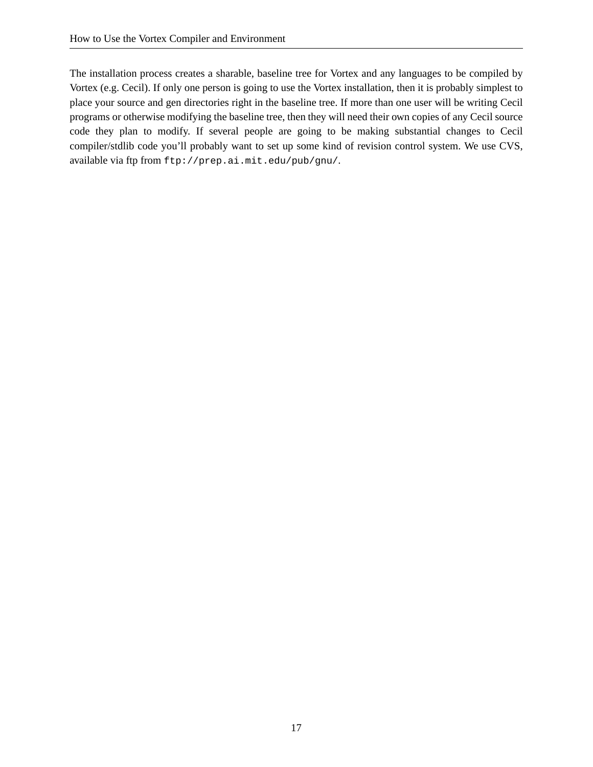The installation process creates a sharable, baseline tree for Vortex and any languages to be compiled by Vortex (e.g. Cecil). If only one person is going to use the Vortex installation, then it is probably simplest to place your source and gen directories right in the baseline tree. If more than one user will be writing Cecil programs or otherwise modifying the baseline tree, then they will need their own copies of any Cecil source code they plan to modify. If several people are going to be making substantial changes to Cecil compiler/stdlib code you'll probably want to set up some kind of revision control system. We use CVS, available via ftp from `ftp://prep.ai.mit.edu/pub/gnu/`.